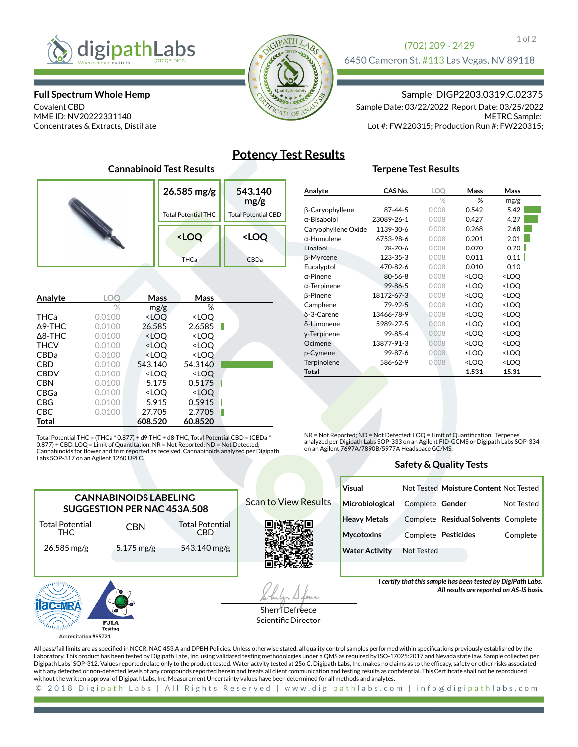digipathLabs
When science matters. (OTCQB: DIGP)

(702) 209 - 2429
6450 Cameron St. #113 Las Vegas, NV 89118

**Full Spectrum Whole Hemp**
Covalent CBD
MME ID: NV20222331140
Concentrates & Extracts, Distillate

Sample: DIGP2203.0319.C.02375
Sample Date: 03/22/2022 Report Date: 03/25/2022
METRC Sample:
Lot #: FW220315; Production Run #: FW220315;

# Potency Test Results

## Cannabinoid Test Results

| 26.585 mg/g | 543.140 mg/g |
|---|---|
| Total Potential THC | Total Potential CBD |
| <LOQ | <LOQ |
| THCa | CBDa |

| Analyte | LOQ | Mass | Mass |
|---|---|---|---|
| | % | mg/g | % |
| THCa | 0.0100 | <LOQ | <LOQ |
| Δ9-THC | 0.0100 | 26.585 | 2.6585 |
| Δ8-THC | 0.0100 | <LOQ | <LOQ |
| THCV | 0.0100 | <LOQ | <LOQ |
| CBDa | 0.0100 | <LOQ | <LOQ |
| CBD | 0.0100 | 543.140 | 54.3140 |
| CBDV | 0.0100 | <LOQ | <LOQ |
| CBN | 0.0100 | 5.175 | 0.5175 |
| CBGa | 0.0100 | <LOQ | <LOQ |
| CBG | 0.0100 | 5.915 | 0.5915 |
| CBC | 0.0100 | 27.705 | 2.7705 |
| **Total** | | **608.520** | **60.8520** |

Total Potential THC = (THCa * 0.877) + d9-THC + d8-THC, Total Potential CBD = (CBDa * 0.877) + CBD, LOQ = Limit of Quantitation; NR = Not Reported; ND = Not Detected; Cannabinoids for flower and trim reported as received. Cannabinoids analyzed per Digipath Labs SOP-317 on an Agilent 1260 UPLC.

## Terpene Test Results

| Analyte | CAS No. | LOQ | Mass | Mass |
|---|---|---|---|---|
| | | % | % | mg/g |
| β-Caryophyllene | 87-44-5 | 0.008 | 0.542 | 5.42 |
| α-Bisabolol | 23089-26-1 | 0.008 | 0.427 | 4.27 |
| Caryophyllene Oxide | 1139-30-6 | 0.008 | 0.268 | 2.68 |
| α-Humulene | 6753-98-6 | 0.008 | 0.201 | 2.01 |
| Linalool | 78-70-6 | 0.008 | 0.070 | 0.70 |
| β-Myrcene | 123-35-3 | 0.008 | 0.011 | 0.11 |
| Eucalyptol | 470-82-6 | 0.008 | 0.010 | 0.10 |
| α-Pinene | 80-56-8 | 0.008 | <LOQ | <LOQ |
| α-Terpinene | 99-86-5 | 0.008 | <LOQ | <LOQ |
| β-Pinene | 18172-67-3 | 0.008 | <LOQ | <LOQ |
| Camphene | 79-92-5 | 0.008 | <LOQ | <LOQ |
| δ-3-Carene | 13466-78-9 | 0.008 | <LOQ | <LOQ |
| δ-Limonene | 5989-27-5 | 0.008 | <LOQ | <LOQ |
| γ-Terpinene | 99-85-4 | 0.008 | <LOQ | <LOQ |
| Ocimene | 13877-91-3 | 0.008 | <LOQ | <LOQ |
| p-Cymene | 99-87-6 | 0.008 | <LOQ | <LOQ |
| Terpinolene | 586-62-9 | 0.008 | <LOQ | <LOQ |
| **Total** | | | **1.531** | **15.31** |

NR = Not Reported; ND = Not Detected; LOQ = Limit of Quantification. Terpenes analyzed per Digipath Labs SOP-333 on an Agilent FID-GCMS or Digipath Labs SOP-334 on an Agilent 7697A/7890B/5977A Headspace GC/MS.

## Safety & Quality Tests

| Test | Status | Test | Status |
|---|---|---|---|
| **Visual** | Not Tested | **Moisture Content** | Not Tested |
| **Microbiological** | Complete | **Gender** | Not Tested |
| **Heavy Metals** | Complete | **Residual Solvents** | Complete |
| **Mycotoxins** | Complete | **Pesticides** | Complete |
| **Water Activity** | Not Tested | | |

*I certify that this sample has been tested by DigiPath Labs.*
*All results are reported on AS-IS basis.*

## CANNABINOIDS LABELING SUGGESTION PER NAC 453A.508

| Total Potential THC | CBN | Total Potential CBD |
|---|---|---|
| 26.585 mg/g | 5.175 mg/g | 543.140 mg/g |

Scan to View Results

Sherri Defreece
Scientific Director

Accreditation #99721

All pass/fail limits are as specified in NCCR, NAC 453.A and DPBH Policies. Unless otherwise stated, all quality control samples performed within specifications previously established by the Laboratory. This product has been tested by Digipath Labs, Inc. using validated testing methodologies under a QMS as required by ISO-17025:2017 and Nevada state law. Sample collected per Digipath Labs' SOP-312. Values reported relate only to the product tested. Water actvity tested at 25o C. Digipath Labs, Inc. makes no claims as to the efficacy, safety or other risks associated with any detected or non-detected levels of any compounds reported herein and treats all client communication and testing results as confidential. This Certificate shall not be reproduced without the written approval of Digipath Labs, Inc. Measurement Uncertainty values have been determined for all methods and analytes.

© 2018 Digipath Labs | All Rights Reserved | www.digipathlabs.com | info@digipathlabs.com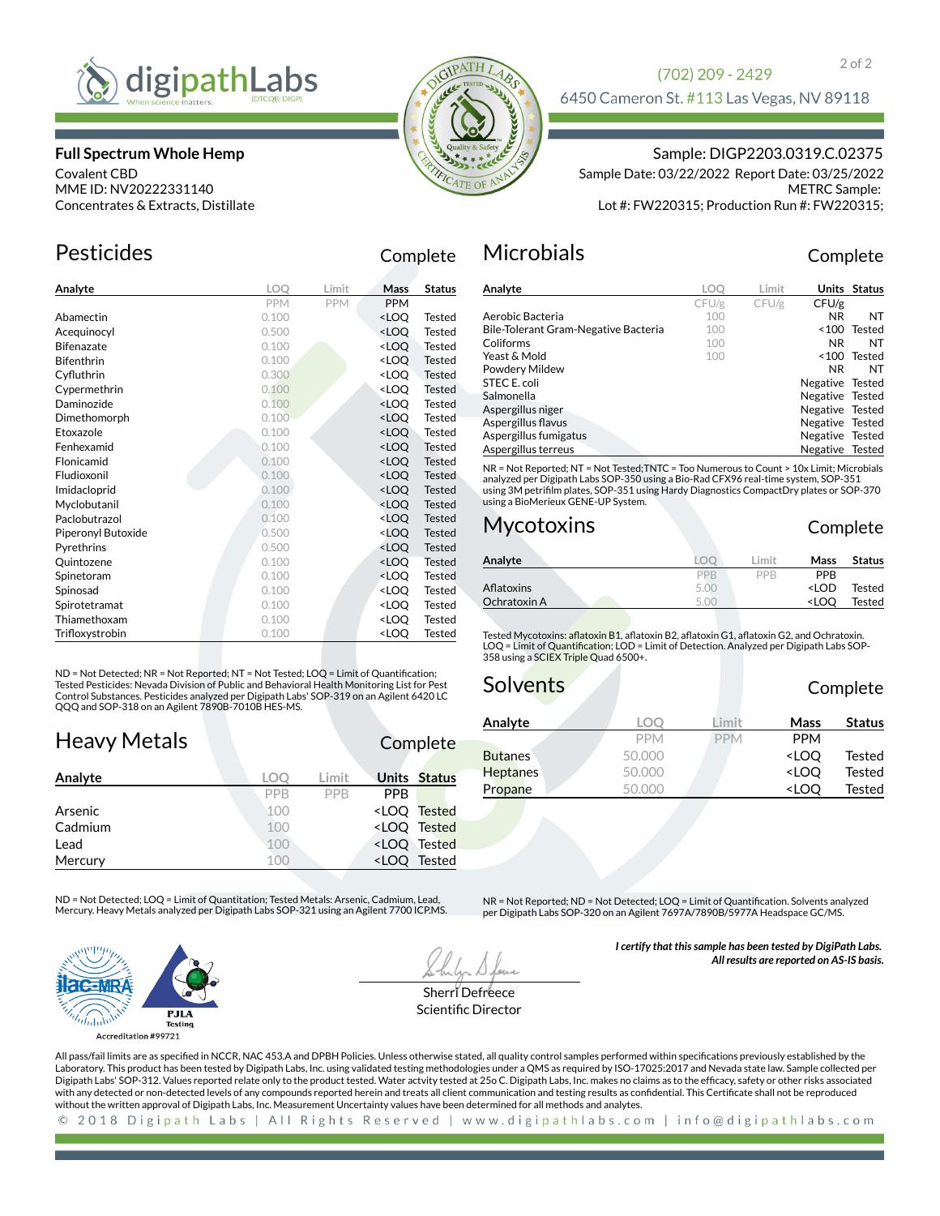digipathLabs
When science matters. (OTCQB: DIGP)

(702) 209 - 2429
6450 Cameron St. #113 Las Vegas, NV 89118

**Full Spectrum Whole Hemp**
Covalent CBD
MME ID: NV20222331140
Concentrates & Extracts, Distillate

Sample: DIGP2203.0319.C.02375
Sample Date: 03/22/2022 Report Date: 03/25/2022
METRC Sample:
Lot #: FW220315; Production Run #: FW220315;

## Pesticides

Complete

| Analyte | LOQ | Limit | Mass | Status |
|---|---|---|---|---|
| | PPM | PPM | PPM | |
| Abamectin | 0.100 | | <LOQ | Tested |
| Acequinocyl | 0.500 | | <LOQ | Tested |
| Bifenazate | 0.100 | | <LOQ | Tested |
| Bifenthrin | 0.100 | | <LOQ | Tested |
| Cyfluthrin | 0.300 | | <LOQ | Tested |
| Cypermethrin | 0.100 | | <LOQ | Tested |
| Daminozide | 0.100 | | <LOQ | Tested |
| Dimethomorph | 0.100 | | <LOQ | Tested |
| Etoxazole | 0.100 | | <LOQ | Tested |
| Fenhexamid | 0.100 | | <LOQ | Tested |
| Flonicamid | 0.100 | | <LOQ | Tested |
| Fludioxonil | 0.100 | | <LOQ | Tested |
| Imidacloprid | 0.100 | | <LOQ | Tested |
| Myclobutanil | 0.100 | | <LOQ | Tested |
| Paclobutrazol | 0.100 | | <LOQ | Tested |
| Piperonyl Butoxide | 0.500 | | <LOQ | Tested |
| Pyrethrins | 0.500 | | <LOQ | Tested |
| Quintozene | 0.100 | | <LOQ | Tested |
| Spinetoram | 0.100 | | <LOQ | Tested |
| Spinosad | 0.100 | | <LOQ | Tested |
| Spirotetramat | 0.100 | | <LOQ | Tested |
| Thiamethoxam | 0.100 | | <LOQ | Tested |
| Trifloxystrobin | 0.100 | | <LOQ | Tested |

ND = Not Detected; NR = Not Reported; NT = Not Tested; LOQ = Limit of Quantification; Tested Pesticides: Nevada Division of Public and Behavioral Health Monitoring List for Pest Control Substances. Pesticides analyzed per Digipath Labs' SOP-319 on an Agilent 6420 LC QQQ and SOP-318 on an Agilent 7890B-7010B HES-MS.

## Heavy Metals

Complete

| Analyte | LOQ | Limit | Units | Status |
|---|---|---|---|---|
| | PPB | PPB | PPB | |
| Arsenic | 100 | | <LOQ | Tested |
| Cadmium | 100 | | <LOQ | Tested |
| Lead | 100 | | <LOQ | Tested |
| Mercury | 100 | | <LOQ | Tested |

ND = Not Detected; LOQ = Limit of Quantitation; Tested Metals: Arsenic, Cadmium, Lead, Mercury. Heavy Metals analyzed per Digipath Labs SOP-321 using an Agilent 7700 ICP.MS.

## Microbials

Complete

| Analyte | LOQ | Limit | Units | Status |
|---|---|---|---|---|
| | CFU/g | CFU/g | CFU/g | |
| Aerobic Bacteria | 100 | | NR | NT |
| Bile-Tolerant Gram-Negative Bacteria | 100 | | <100 | Tested |
| Coliforms | 100 | | NR | NT |
| Yeast & Mold | 100 | | <100 | Tested |
| Powdery Mildew | | | NR | NT |
| STEC E. coli | | | Negative | Tested |
| Salmonella | | | Negative | Tested |
| Aspergillus niger | | | Negative | Tested |
| Aspergillus flavus | | | Negative | Tested |
| Aspergillus fumigatus | | | Negative | Tested |
| Aspergillus terreus | | | Negative | Tested |

NR = Not Reported; NT = Not Tested;TNTC = Too Numerous to Count > 10x Limit; Microbials analyzed per Digipath Labs SOP-350 using a Bio-Rad CFX96 real-time system, SOP-351 using 3M petrifilm plates, SOP-351 using Hardy Diagnostics CompactDry plates or SOP-370 using a BioMerieux GENE-UP System.

## Mycotoxins

Complete

| Analyte | LOQ | Limit | Mass | Status |
|---|---|---|---|---|
| | PPB | PPB | PPB | |
| Aflatoxins | 5.00 | | <LOD | Tested |
| Ochratoxin A | 5.00 | | <LOQ | Tested |

Tested Mycotoxins: aflatoxin B1, aflatoxin B2, aflatoxin G1, aflatoxin G2, and Ochratoxin. LOQ = Limit of Quantification; LOD = Limit of Detection. Analyzed per Digipath Labs SOP-358 using a SCIEX Triple Quad 6500+.

## Solvents

Complete

| Analyte | LOQ | Limit | Mass | Status |
|---|---|---|---|---|
| | PPM | PPM | PPM | |
| Butanes | 50.000 | | <LOQ | Tested |
| Heptanes | 50.000 | | <LOQ | Tested |
| Propane | 50.000 | | <LOQ | Tested |

NR = Not Reported; ND = Not Detected; LOQ = Limit of Quantification. Solvents analyzed per Digipath Labs SOP-320 on an Agilent 7697A/7890B/5977A Headspace GC/MS.

ilac-MRA | PJLA Testing
Accreditation #99721

Sherri Defreece
Scientific Director

*I certify that this sample has been tested by DigiPath Labs.*
*All results are reported on AS-IS basis.*

All pass/fail limits are as specified in NCCR, NAC 453.A and DPBH Policies. Unless otherwise stated, all quality control samples performed within specifications previously established by the Laboratory. This product has been tested by Digipath Labs, Inc. using validated testing methodologies under a QMS as required by ISO-17025:2017 and Nevada state law. Sample collected per Digipath Labs' SOP-312. Values reported relate only to the product tested. Water actvity tested at 25o C. Digipath Labs, Inc. makes no claims as to the efficacy, safety or other risks associated with any detected or non-detected levels of any compounds reported herein and treats all client communication and testing results as confidential. This Certificate shall not be reproduced without the written approval of Digipath Labs, Inc. Measurement Uncertainty values have been determined for all methods and analytes.

© 2018 Digipath Labs | All Rights Reserved | www.digipathlabs.com | info@digipathlabs.com